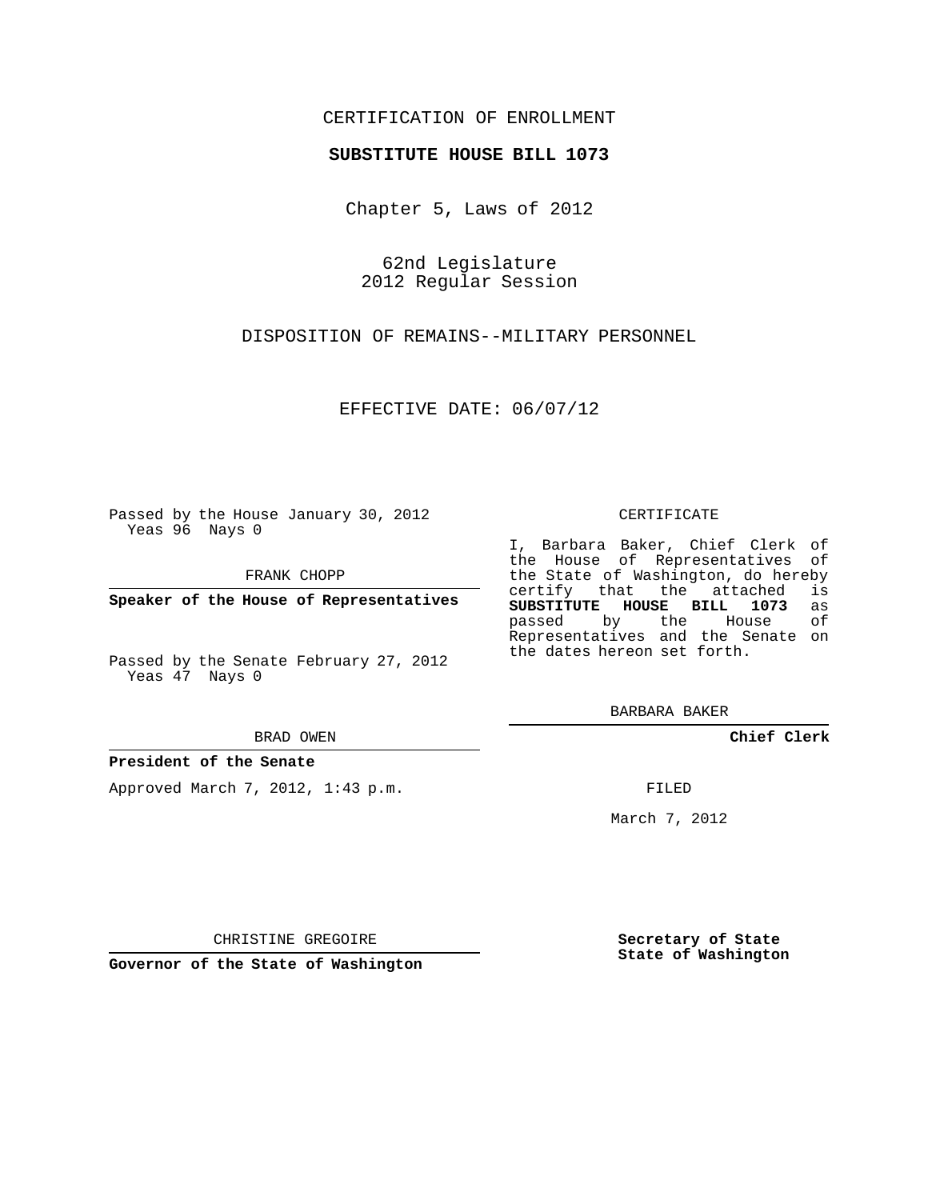CERTIFICATION OF ENROLLMENT

**SUBSTITUTE HOUSE BILL 1073**

Chapter 5, Laws of 2012

62nd Legislature
2012 Regular Session

DISPOSITION OF REMAINS--MILITARY PERSONNEL

EFFECTIVE DATE: 06/07/12

Passed by the House January 30, 2012
Yeas 96 Nays 0

FRANK CHOPP

**Speaker of the House of Representatives**

Passed by the Senate February 27, 2012
Yeas 47 Nays 0

BRAD OWEN

**President of the Senate**

Approved March 7, 2012, 1:43 p.m.

CHRISTINE GREGOIRE

**Governor of the State of Washington**

CERTIFICATE

I, Barbara Baker, Chief Clerk of the House of Representatives of the State of Washington, do hereby certify that the attached is **SUBSTITUTE HOUSE BILL 1073** as passed by the House of Representatives and the Senate on the dates hereon set forth.

BARBARA BAKER

**Chief Clerk**

FILED

March 7, 2012

**Secretary of State**
**State of Washington**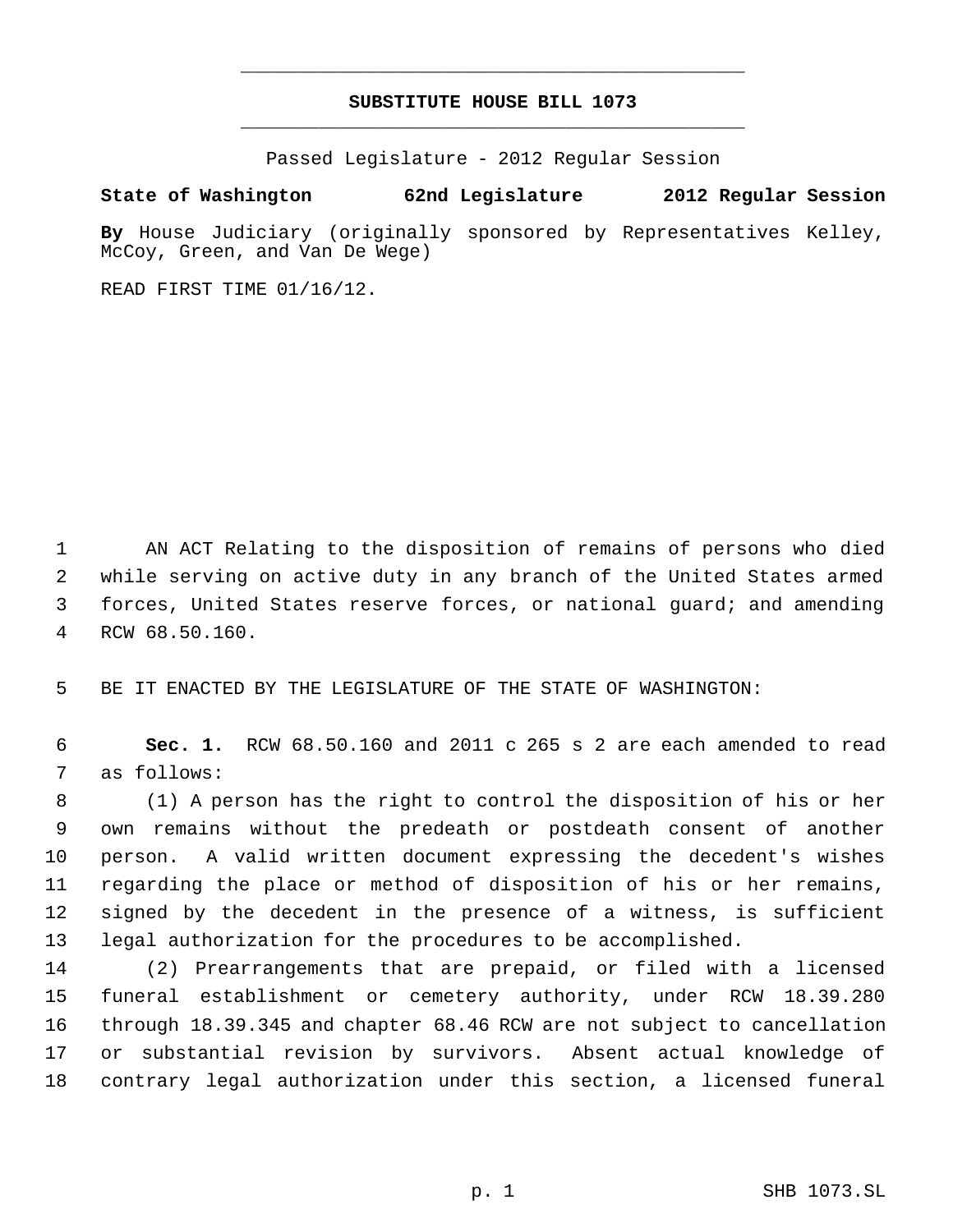**SUBSTITUTE HOUSE BILL 1073**

Passed Legislature - 2012 Regular Session

**State of Washington 62nd Legislature 2012 Regular Session**

**By** House Judiciary (originally sponsored by Representatives Kelley, McCoy, Green, and Van De Wege)

READ FIRST TIME 01/16/12.

AN ACT Relating to the disposition of remains of persons who died while serving on active duty in any branch of the United States armed forces, United States reserve forces, or national guard; and amending RCW 68.50.160.

BE IT ENACTED BY THE LEGISLATURE OF THE STATE OF WASHINGTON:

**Sec. 1.** RCW 68.50.160 and 2011 c 265 s 2 are each amended to read as follows:

(1) A person has the right to control the disposition of his or her own remains without the predeath or postdeath consent of another person. A valid written document expressing the decedent's wishes regarding the place or method of disposition of his or her remains, signed by the decedent in the presence of a witness, is sufficient legal authorization for the procedures to be accomplished.

(2) Prearrangements that are prepaid, or filed with a licensed funeral establishment or cemetery authority, under RCW 18.39.280 through 18.39.345 and chapter 68.46 RCW are not subject to cancellation or substantial revision by survivors. Absent actual knowledge of contrary legal authorization under this section, a licensed funeral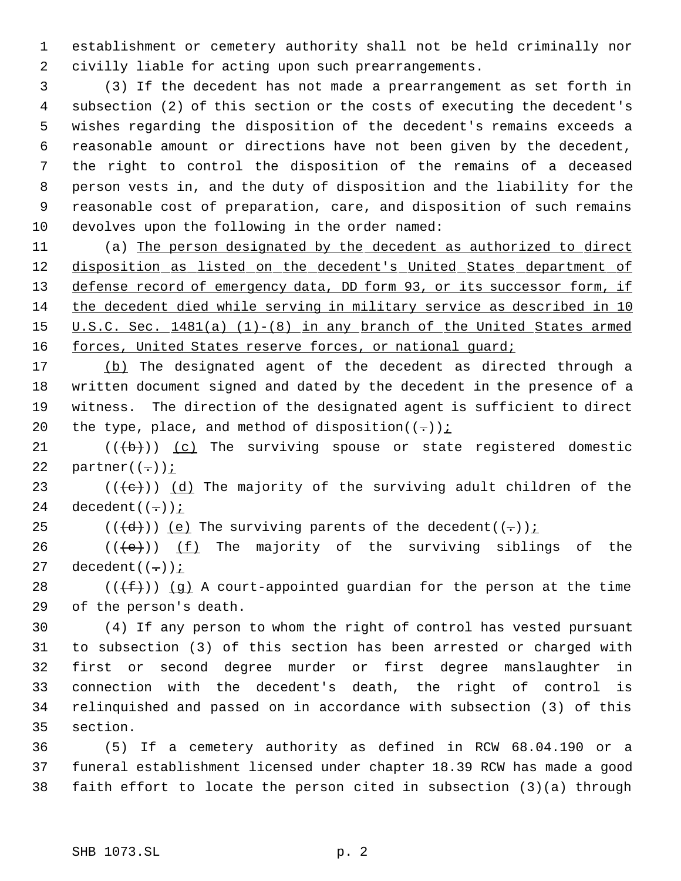establishment or cemetery authority shall not be held criminally nor civilly liable for acting upon such prearrangements.

(3) If the decedent has not made a prearrangement as set forth in subsection (2) of this section or the costs of executing the decedent's wishes regarding the disposition of the decedent's remains exceeds a reasonable amount or directions have not been given by the decedent, the right to control the disposition of the remains of a deceased person vests in, and the duty of disposition and the liability for the reasonable cost of preparation, care, and disposition of such remains devolves upon the following in the order named:

(a) The person designated by the decedent as authorized to direct disposition as listed on the decedent's United States department of defense record of emergency data, DD form 93, or its successor form, if the decedent died while serving in military service as described in 10 U.S.C. Sec. 1481(a) (1)-(8) in any branch of the United States armed forces, United States reserve forces, or national guard;

(b) The designated agent of the decedent as directed through a written document signed and dated by the decedent in the presence of a witness. The direction of the designated agent is sufficient to direct the type, place, and method of disposition((.));

(((b))) (c) The surviving spouse or state registered domestic partner((.));

(((c))) (d) The majority of the surviving adult children of the decedent((.));

(((d))) (e) The surviving parents of the decedent((.));

(((e))) (f) The majority of the surviving siblings of the decedent((.));

(((f))) (g) A court-appointed guardian for the person at the time of the person's death.

(4) If any person to whom the right of control has vested pursuant to subsection (3) of this section has been arrested or charged with first or second degree murder or first degree manslaughter in connection with the decedent's death, the right of control is relinquished and passed on in accordance with subsection (3) of this section.

(5) If a cemetery authority as defined in RCW 68.04.190 or a funeral establishment licensed under chapter 18.39 RCW has made a good faith effort to locate the person cited in subsection (3)(a) through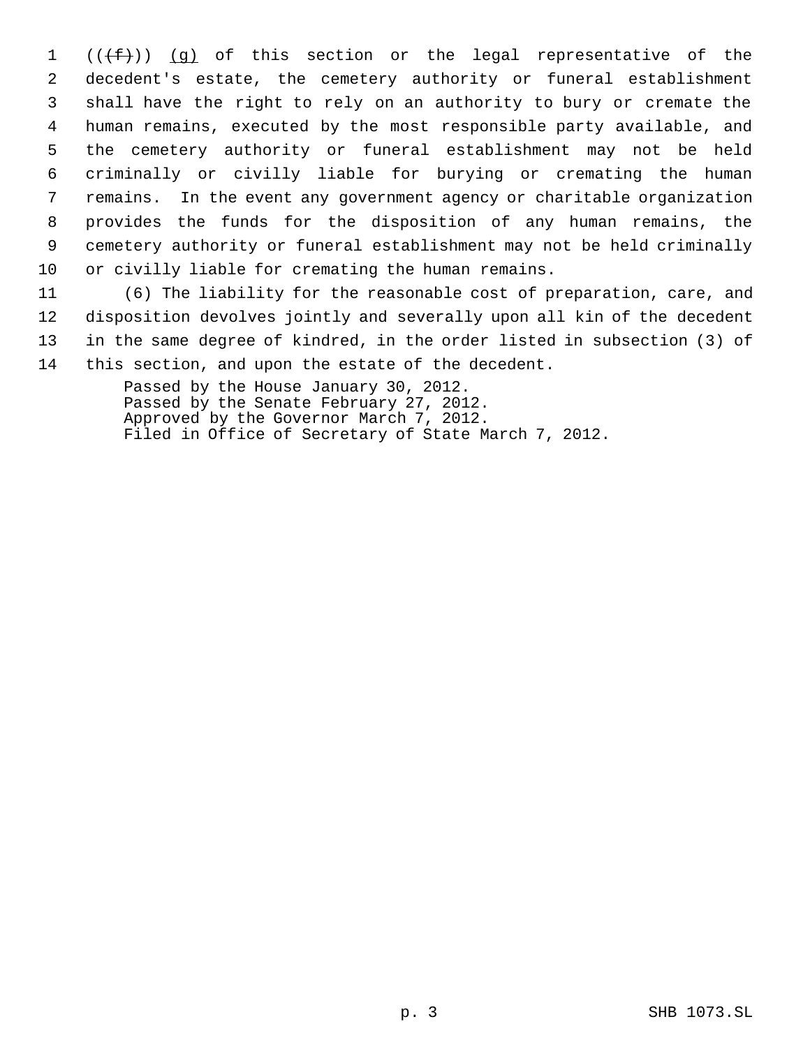((~~(f)~~)) <u>(g)</u> of this section or the legal representative of the decedent's estate, the cemetery authority or funeral establishment shall have the right to rely on an authority to bury or cremate the human remains, executed by the most responsible party available, and the cemetery authority or funeral establishment may not be held criminally or civilly liable for burying or cremating the human remains. In the event any government agency or charitable organization provides the funds for the disposition of any human remains, the cemetery authority or funeral establishment may not be held criminally or civilly liable for cremating the human remains.

(6) The liability for the reasonable cost of preparation, care, and disposition devolves jointly and severally upon all kin of the decedent in the same degree of kindred, in the order listed in subsection (3) of this section, and upon the estate of the decedent.

Passed by the House January 30, 2012.
Passed by the Senate February 27, 2012.
Approved by the Governor March 7, 2012.
Filed in Office of Secretary of State March 7, 2012.